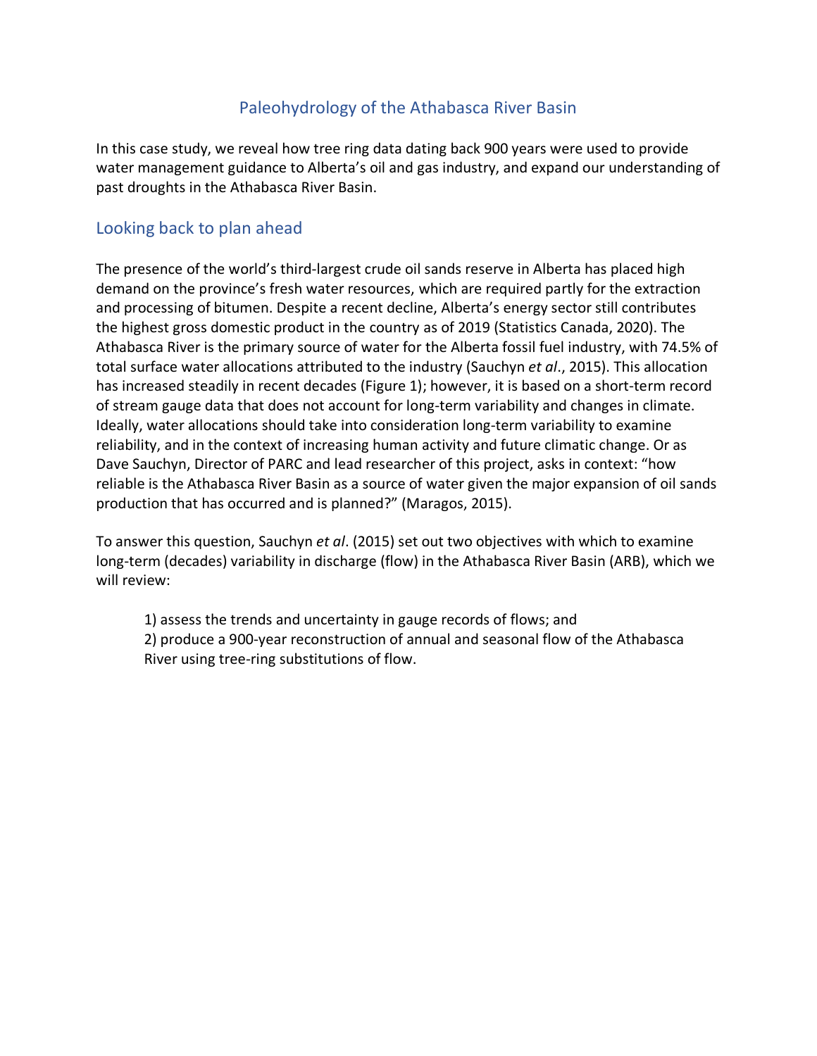# Paleohydrology of the Athabasca River Basin

In this case study, we reveal how tree ring data dating back 900 years were used to provide water management guidance to Alberta's oil and gas industry, and expand our understanding of past droughts in the Athabasca River Basin.

## Looking back to plan ahead

The presence of the world's third-largest crude oil sands reserve in Alberta has placed high demand on the province's fresh water resources, which are required partly for the extraction and processing of bitumen. Despite a recent decline, Alberta's energy sector still contributes the highest gross domestic product in the country as of 2019 (Statistics Canada, 2020). The Athabasca River is the primary source of water for the Alberta fossil fuel industry, with 74.5% of total surface water allocations attributed to the industry (Sauchyn *et al*., 2015). This allocation has increased steadily in recent decades (Figure 1); however, it is based on a short-term record of stream gauge data that does not account for long-term variability and changes in climate. Ideally, water allocations should take into consideration long-term variability to examine reliability, and in the context of increasing human activity and future climatic change. Or as Dave Sauchyn, Director of PARC and lead researcher of this project, asks in context: "how reliable is the Athabasca River Basin as a source of water given the major expansion of oil sands production that has occurred and is planned?" (Maragos, 2015).

To answer this question, Sauchyn *et al*. (2015) set out two objectives with which to examine long-term (decades) variability in discharge (flow) in the Athabasca River Basin (ARB), which we will review:

1) assess the trends and uncertainty in gauge records of flows; and
2) produce a 900-year reconstruction of annual and seasonal flow of the Athabasca River using tree-ring substitutions of flow.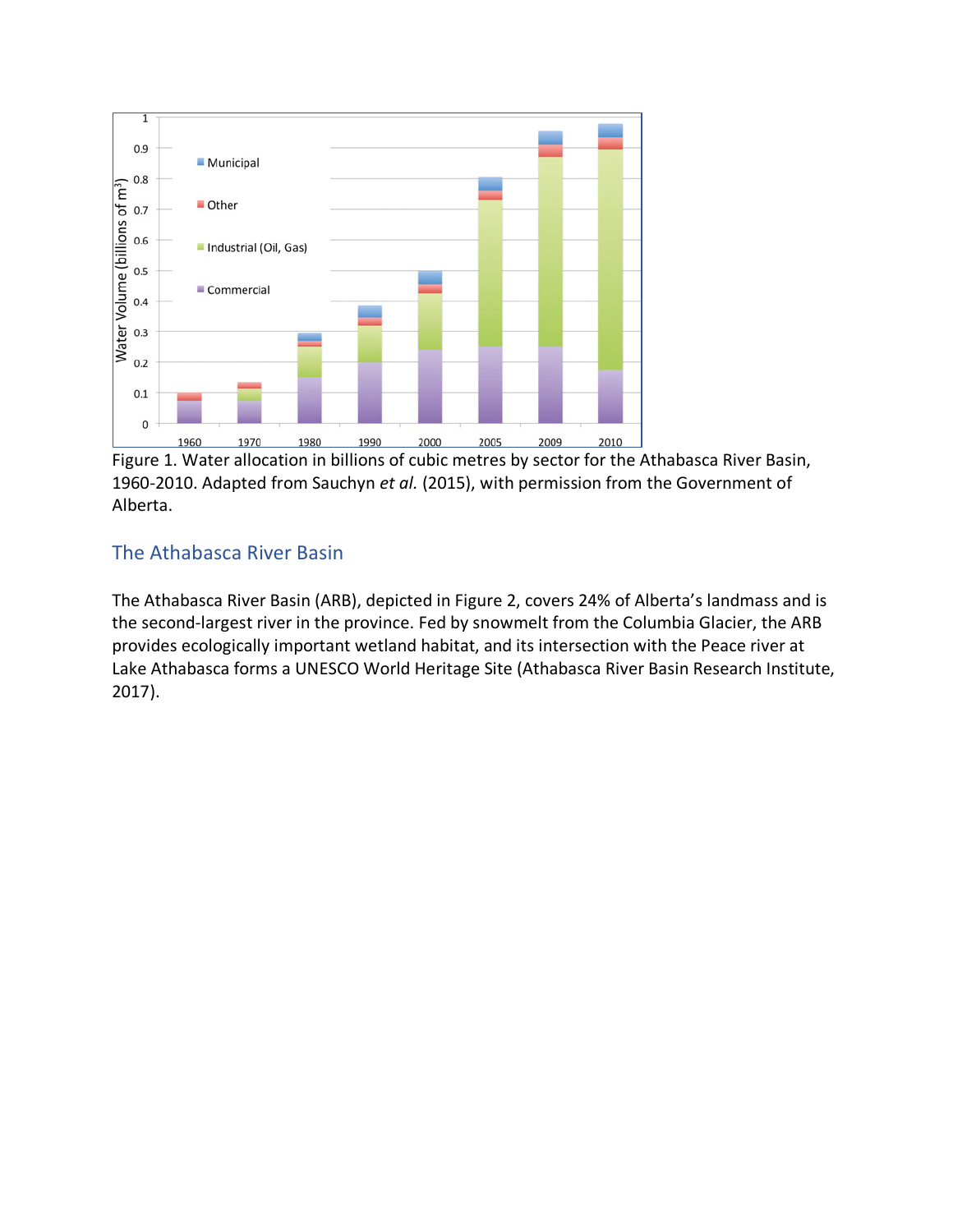Figure 1. Water allocation in billions of cubic metres by sector for the Athabasca River Basin, 1960-2010. Adapted from Sauchyn *et al.* (2015), with permission from the Government of Alberta.

## The Athabasca River Basin

The Athabasca River Basin (ARB), depicted in Figure 2, covers 24% of Alberta's landmass and is the second-largest river in the province. Fed by snowmelt from the Columbia Glacier, the ARB provides ecologically important wetland habitat, and its intersection with the Peace river at Lake Athabasca forms a UNESCO World Heritage Site (Athabasca River Basin Research Institute, 2017).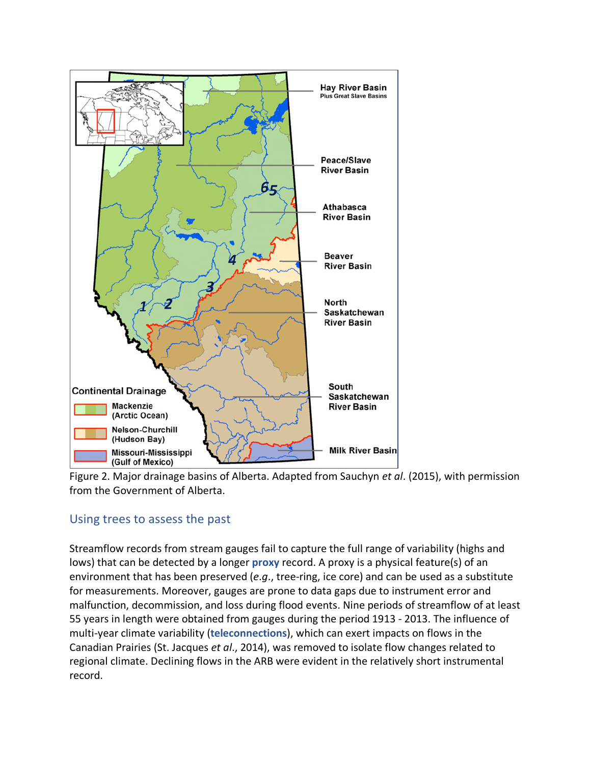Figure 2. Major drainage basins of Alberta. Adapted from Sauchyn *et al*. (2015), with permission from the Government of Alberta.

## Using trees to assess the past

Streamflow records from stream gauges fail to capture the full range of variability (highs and lows) that can be detected by a longer **proxy** record. A proxy is a physical feature(s) of an environment that has been preserved (*e.g*., tree-ring, ice core) and can be used as a substitute for measurements. Moreover, gauges are prone to data gaps due to instrument error and malfunction, decommission, and loss during flood events. Nine periods of streamflow of at least 55 years in length were obtained from gauges during the period 1913 - 2013. The influence of multi-year climate variability (**teleconnections**), which can exert impacts on flows in the Canadian Prairies (St. Jacques *et al*., 2014), was removed to isolate flow changes related to regional climate. Declining flows in the ARB were evident in the relatively short instrumental record.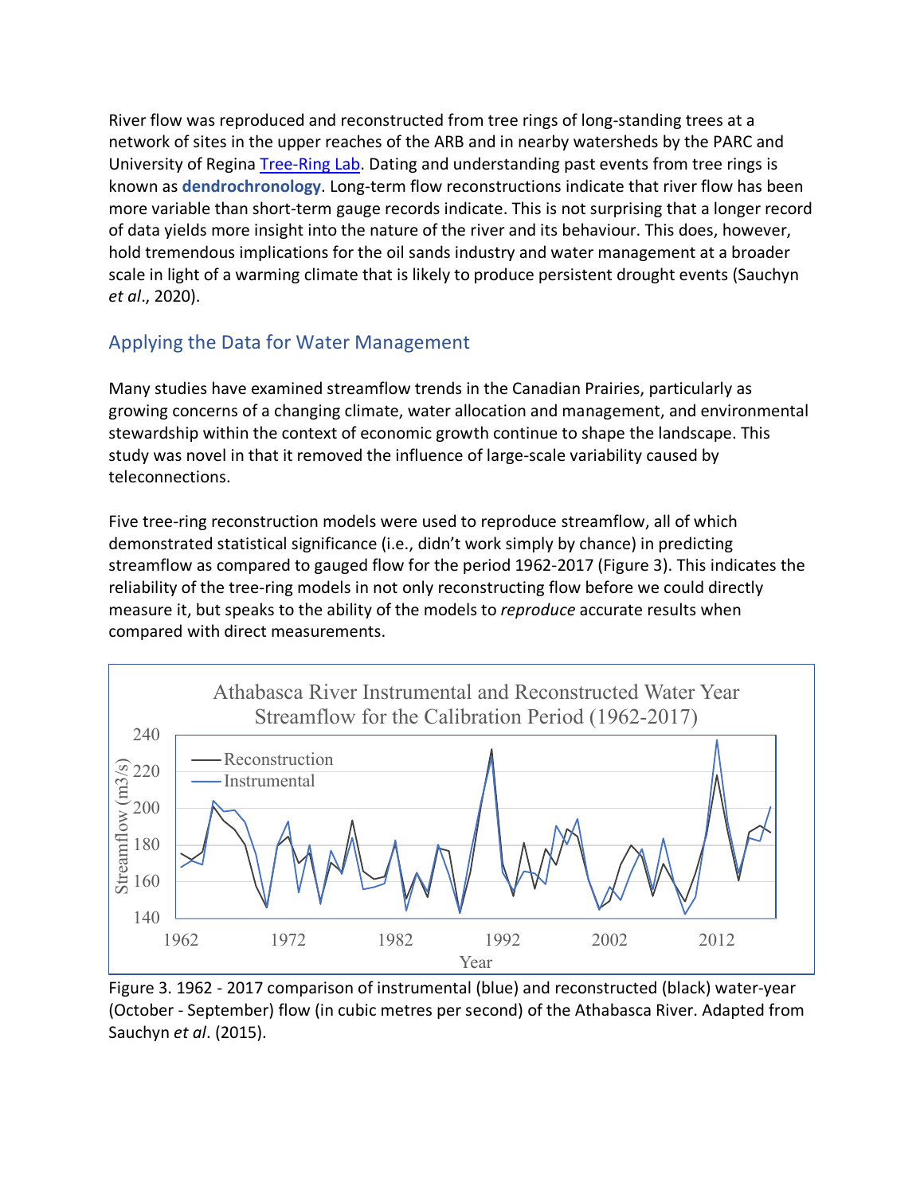River flow was reproduced and reconstructed from tree rings of long-standing trees at a network of sites in the upper reaches of the ARB and in nearby watersheds by the PARC and University of Regina [Tree-Ring Lab](). Dating and understanding past events from tree rings is known as **dendrochronology**. Long-term flow reconstructions indicate that river flow has been more variable than short-term gauge records indicate. This is not surprising that a longer record of data yields more insight into the nature of the river and its behaviour. This does, however, hold tremendous implications for the oil sands industry and water management at a broader scale in light of a warming climate that is likely to produce persistent drought events (Sauchyn *et al*., 2020).

## Applying the Data for Water Management

Many studies have examined streamflow trends in the Canadian Prairies, particularly as growing concerns of a changing climate, water allocation and management, and environmental stewardship within the context of economic growth continue to shape the landscape. This study was novel in that it removed the influence of large-scale variability caused by teleconnections.

Five tree-ring reconstruction models were used to reproduce streamflow, all of which demonstrated statistical significance (i.e., didn't work simply by chance) in predicting streamflow as compared to gauged flow for the period 1962-2017 (Figure 3). This indicates the reliability of the tree-ring models in not only reconstructing flow before we could directly measure it, but speaks to the ability of the models to *reproduce* accurate results when compared with direct measurements.

Figure 3. 1962 - 2017 comparison of instrumental (blue) and reconstructed (black) water-year (October - September) flow (in cubic metres per second) of the Athabasca River. Adapted from Sauchyn *et al*. (2015).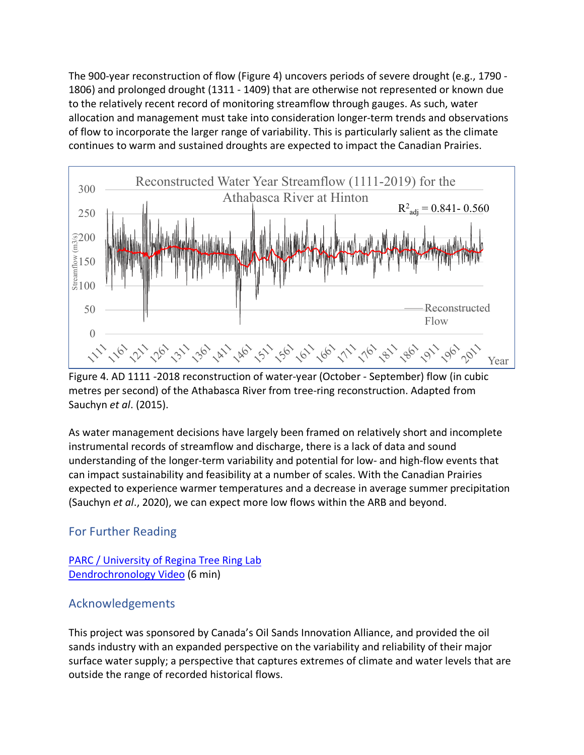The 900-year reconstruction of flow (Figure 4) uncovers periods of severe drought (e.g., 1790 - 1806) and prolonged drought (1311 - 1409) that are otherwise not represented or known due to the relatively recent record of monitoring streamflow through gauges. As such, water allocation and management must take into consideration longer-term trends and observations of flow to incorporate the larger range of variability. This is particularly salient as the climate continues to warm and sustained droughts are expected to impact the Canadian Prairies.

Figure 4. AD 1111 -2018 reconstruction of water-year (October - September) flow (in cubic metres per second) of the Athabasca River from tree-ring reconstruction. Adapted from Sauchyn *et al*. (2015).

As water management decisions have largely been framed on relatively short and incomplete instrumental records of streamflow and discharge, there is a lack of data and sound understanding of the longer-term variability and potential for low- and high-flow events that can impact sustainability and feasibility at a number of scales. With the Canadian Prairies expected to experience warmer temperatures and a decrease in average summer precipitation (Sauchyn *et al*., 2020), we can expect more low flows within the ARB and beyond.

## For Further Reading

[PARC / University of Regina Tree Ring Lab](#)
[Dendrochronology Video](#) (6 min)

## Acknowledgements

This project was sponsored by Canada's Oil Sands Innovation Alliance, and provided the oil sands industry with an expanded perspective on the variability and reliability of their major surface water supply; a perspective that captures extremes of climate and water levels that are outside the range of recorded historical flows.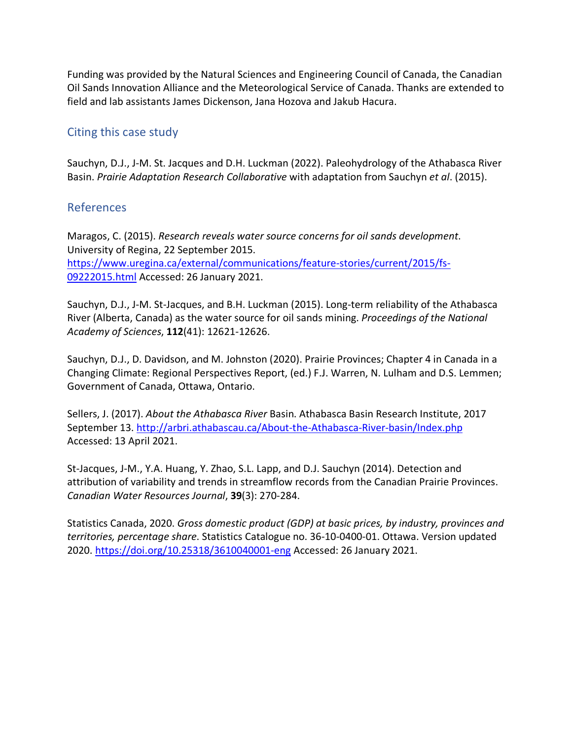Funding was provided by the Natural Sciences and Engineering Council of Canada, the Canadian Oil Sands Innovation Alliance and the Meteorological Service of Canada. Thanks are extended to field and lab assistants James Dickenson, Jana Hozova and Jakub Hacura.

## Citing this case study

Sauchyn, D.J., J-M. St. Jacques and D.H. Luckman (2022). Paleohydrology of the Athabasca River Basin. *Prairie Adaptation Research Collaborative* with adaptation from Sauchyn *et al*. (2015).

## References

Maragos, C. (2015). *Research reveals water source concerns for oil sands development*. University of Regina, 22 September 2015. [https://www.uregina.ca/external/communications/feature-stories/current/2015/fs-09222015.html](https://www.uregina.ca/external/communications/feature-stories/current/2015/fs-09222015.html) Accessed: 26 January 2021.

Sauchyn, D.J., J-M. St-Jacques, and B.H. Luckman (2015). Long-term reliability of the Athabasca River (Alberta, Canada) as the water source for oil sands mining. *Proceedings of the National Academy of Sciences*, **112**(41): 12621-12626.

Sauchyn, D.J., D. Davidson, and M. Johnston (2020). Prairie Provinces; Chapter 4 in Canada in a Changing Climate: Regional Perspectives Report, (ed.) F.J. Warren, N. Lulham and D.S. Lemmen; Government of Canada, Ottawa, Ontario.

Sellers, J. (2017). *About the Athabasca River* Basin. Athabasca Basin Research Institute, 2017 September 13. [http://arbri.athabascau.ca/About-the-Athabasca-River-basin/Index.php](http://arbri.athabascau.ca/About-the-Athabasca-River-basin/Index.php) Accessed: 13 April 2021.

St-Jacques, J-M., Y.A. Huang, Y. Zhao, S.L. Lapp, and D.J. Sauchyn (2014). Detection and attribution of variability and trends in streamflow records from the Canadian Prairie Provinces. *Canadian Water Resources Journal*, **39**(3): 270-284.

Statistics Canada, 2020. *Gross domestic product (GDP) at basic prices, by industry, provinces and territories, percentage share*. Statistics Catalogue no. 36-10-0400-01. Ottawa. Version updated 2020. [https://doi.org/10.25318/3610040001-eng](https://doi.org/10.25318/3610040001-eng) Accessed: 26 January 2021.